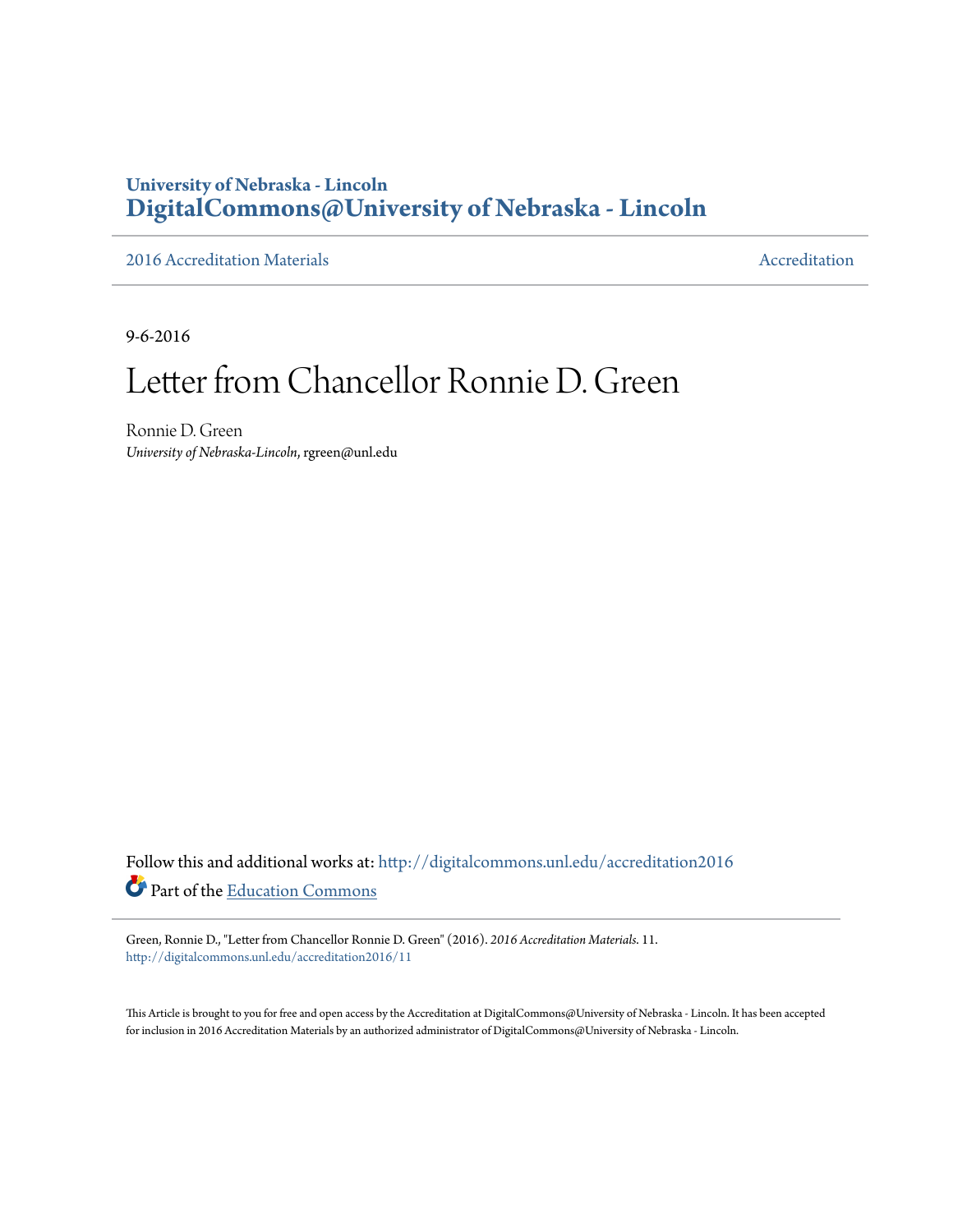University of Nebraska - Lincoln
**DigitalCommons@University of Nebraska - Lincoln**

2016 Accreditation Materials | Accreditation

9-6-2016

# Letter from Chancellor Ronnie D. Green

Ronnie D. Green
*University of Nebraska-Lincoln*, rgreen@unl.edu

Follow this and additional works at: http://digitalcommons.unl.edu/accreditation2016

Part of the Education Commons

Green, Ronnie D., "Letter from Chancellor Ronnie D. Green" (2016). *2016 Accreditation Materials*. 11.
http://digitalcommons.unl.edu/accreditation2016/11

This Article is brought to you for free and open access by the Accreditation at DigitalCommons@University of Nebraska - Lincoln. It has been accepted for inclusion in 2016 Accreditation Materials by an authorized administrator of DigitalCommons@University of Nebraska - Lincoln.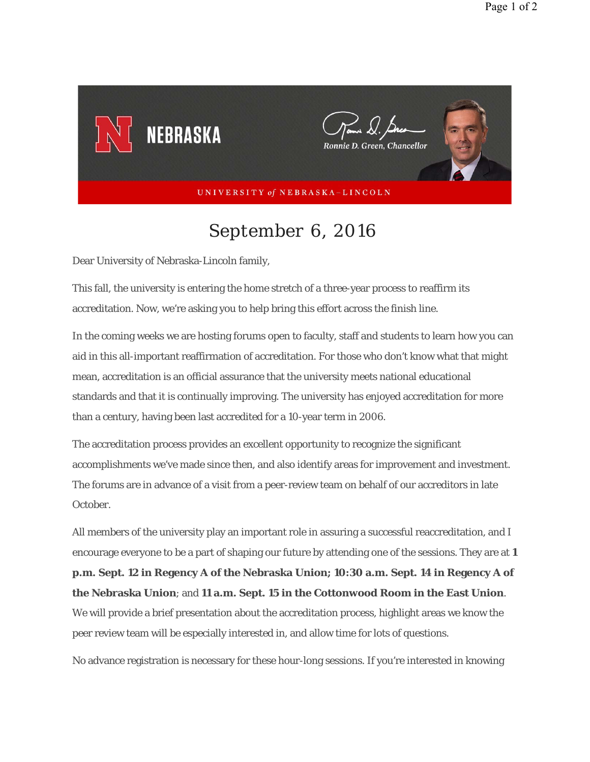# September 6, 2016

Dear University of Nebraska-Lincoln family,

This fall, the university is entering the home stretch of a three-year process to reaffirm its accreditation. Now, we're asking you to help bring this effort across the finish line.

In the coming weeks we are hosting forums open to faculty, staff and students to learn how you can aid in this all-important reaffirmation of accreditation. For those who don't know what that might mean, accreditation is an official assurance that the university meets national educational standards and that it is continually improving. The university has enjoyed accreditation for more than a century, having been last accredited for a 10-year term in 2006.

The accreditation process provides an excellent opportunity to recognize the significant accomplishments we've made since then, and also identify areas for improvement and investment. The forums are in advance of a visit from a peer-review team on behalf of our accreditors in late October.

All members of the university play an important role in assuring a successful reaccreditation, and I encourage everyone to be a part of shaping our future by attending one of the sessions. They are at **1 p.m. Sept. 12 in Regency A of the Nebraska Union; 10:30 a.m. Sept. 14 in Regency A of the Nebraska Union**; and **11 a.m. Sept. 15 in the Cottonwood Room in the East Union**. We will provide a brief presentation about the accreditation process, highlight areas we know the peer review team will be especially interested in, and allow time for lots of questions.

No advance registration is necessary for these hour-long sessions. If you're interested in knowing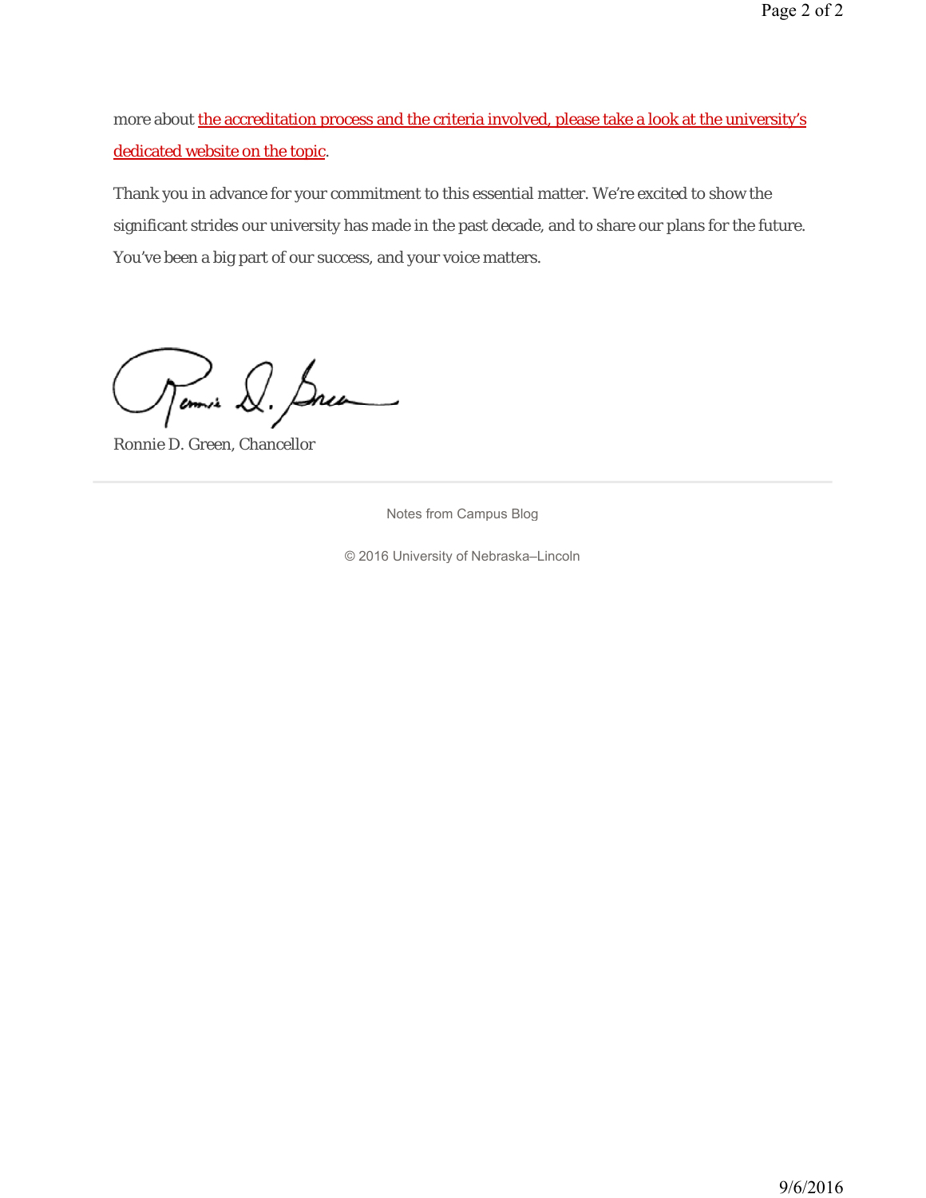more about the accreditation process and the criteria involved, please take a look at the university's dedicated website on the topic.

Thank you in advance for your commitment to this essential matter. We're excited to show the significant strides our university has made in the past decade, and to share our plans for the future. You've been a big part of our success, and your voice matters.

Ronnie D. Green, Chancellor

---

Notes from Campus Blog

© 2016 University of Nebraska–Lincoln